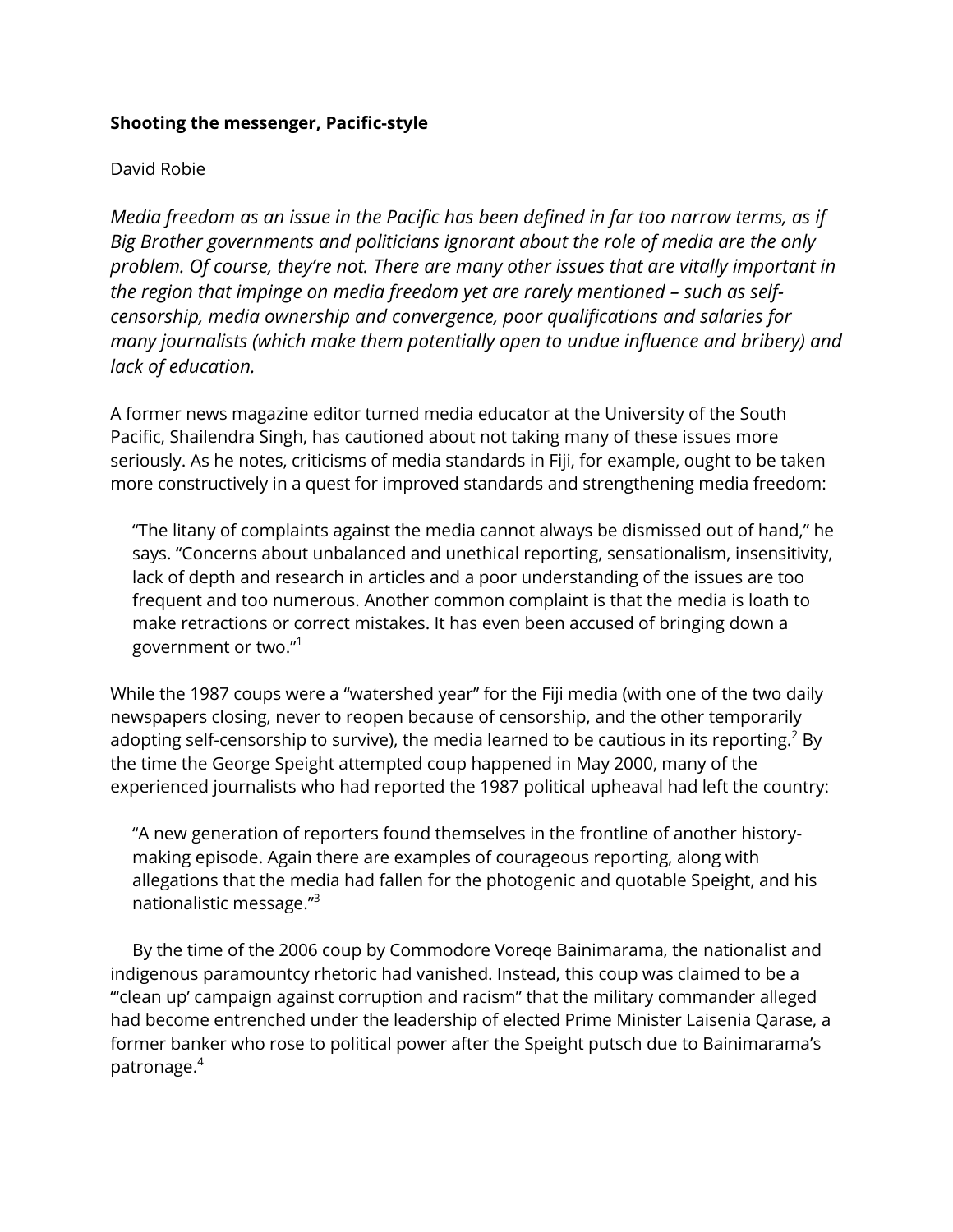**Shooting the messenger, Pacific-style**

David Robie

*Media freedom as an issue in the Pacific has been defined in far too narrow terms, as if Big Brother governments and politicians ignorant about the role of media are the only problem. Of course, they're not. There are many other issues that are vitally important in the region that impinge on media freedom yet are rarely mentioned – such as self-censorship, media ownership and convergence, poor qualifications and salaries for many journalists (which make them potentially open to undue influence and bribery) and lack of education.*

A former news magazine editor turned media educator at the University of the South Pacific, Shailendra Singh, has cautioned about not taking many of these issues more seriously. As he notes, criticisms of media standards in Fiji, for example, ought to be taken more constructively in a quest for improved standards and strengthening media freedom:

> "The litany of complaints against the media cannot always be dismissed out of hand," he says. "Concerns about unbalanced and unethical reporting, sensationalism, insensitivity, lack of depth and research in articles and a poor understanding of the issues are too frequent and too numerous. Another common complaint is that the media is loath to make retractions or correct mistakes. It has even been accused of bringing down a government or two."[1]

While the 1987 coups were a "watershed year" for the Fiji media (with one of the two daily newspapers closing, never to reopen because of censorship, and the other temporarily adopting self-censorship to survive), the media learned to be cautious in its reporting.[2] By the time the George Speight attempted coup happened in May 2000, many of the experienced journalists who had reported the 1987 political upheaval had left the country:

> "A new generation of reporters found themselves in the frontline of another history-making episode. Again there are examples of courageous reporting, along with allegations that the media had fallen for the photogenic and quotable Speight, and his nationalistic message."[3]

By the time of the 2006 coup by Commodore Voreqe Bainimarama, the nationalist and indigenous paramountcy rhetoric had vanished. Instead, this coup was claimed to be a "'clean up' campaign against corruption and racism" that the military commander alleged had become entrenched under the leadership of elected Prime Minister Laisenia Qarase, a former banker who rose to political power after the Speight putsch due to Bainimarama's patronage.[4]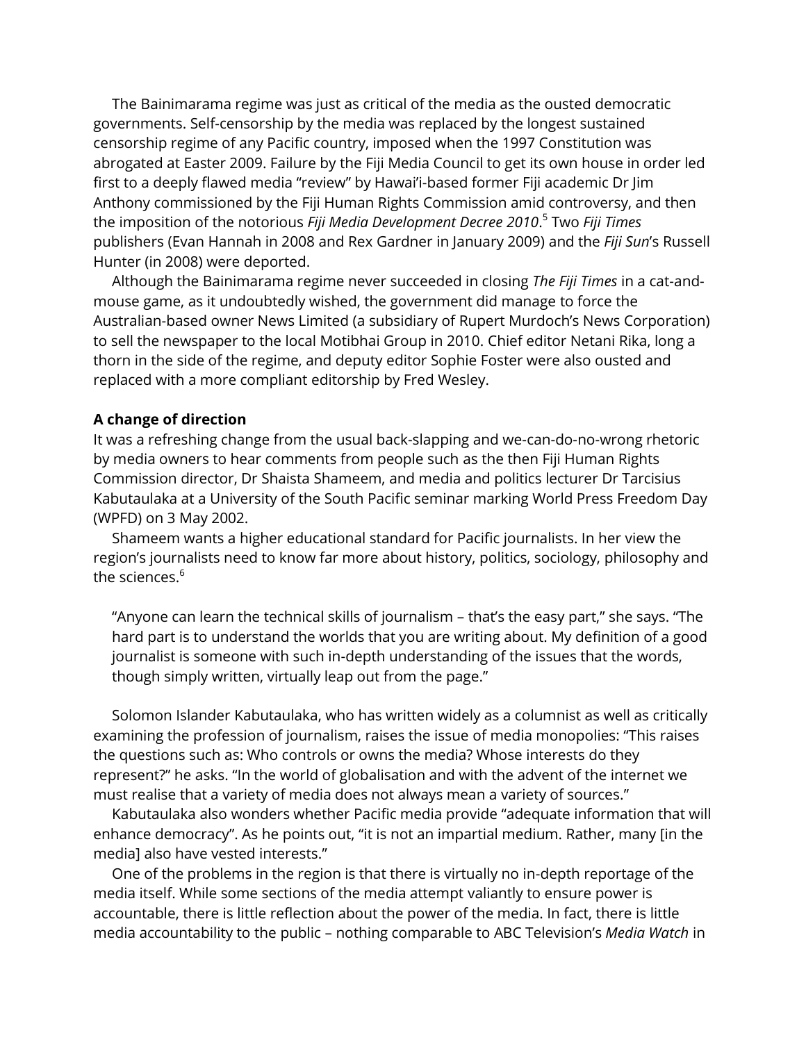The Bainimarama regime was just as critical of the media as the ousted democratic governments. Self-censorship by the media was replaced by the longest sustained censorship regime of any Pacific country, imposed when the 1997 Constitution was abrogated at Easter 2009. Failure by the Fiji Media Council to get its own house in order led first to a deeply flawed media "review" by Hawai'i-based former Fiji academic Dr Jim Anthony commissioned by the Fiji Human Rights Commission amid controversy, and then the imposition of the notorious *Fiji Media Development Decree 2010*.[5] Two *Fiji Times* publishers (Evan Hannah in 2008 and Rex Gardner in January 2009) and the *Fiji Sun*'s Russell Hunter (in 2008) were deported.

Although the Bainimarama regime never succeeded in closing *The Fiji Times* in a cat-and-mouse game, as it undoubtedly wished, the government did manage to force the Australian-based owner News Limited (a subsidiary of Rupert Murdoch's News Corporation) to sell the newspaper to the local Motibhai Group in 2010. Chief editor Netani Rika, long a thorn in the side of the regime, and deputy editor Sophie Foster were also ousted and replaced with a more compliant editorship by Fred Wesley.

**A change of direction**

It was a refreshing change from the usual back-slapping and we-can-do-no-wrong rhetoric by media owners to hear comments from people such as the then Fiji Human Rights Commission director, Dr Shaista Shameem, and media and politics lecturer Dr Tarcisius Kabutaulaka at a University of the South Pacific seminar marking World Press Freedom Day (WPFD) on 3 May 2002.

Shameem wants a higher educational standard for Pacific journalists. In her view the region's journalists need to know far more about history, politics, sociology, philosophy and the sciences.[6]

> "Anyone can learn the technical skills of journalism – that's the easy part," she says. "The hard part is to understand the worlds that you are writing about. My definition of a good journalist is someone with such in-depth understanding of the issues that the words, though simply written, virtually leap out from the page."

Solomon Islander Kabutaulaka, who has written widely as a columnist as well as critically examining the profession of journalism, raises the issue of media monopolies: "This raises the questions such as: Who controls or owns the media? Whose interests do they represent?" he asks. "In the world of globalisation and with the advent of the internet we must realise that a variety of media does not always mean a variety of sources."

Kabutaulaka also wonders whether Pacific media provide "adequate information that will enhance democracy". As he points out, "it is not an impartial medium. Rather, many [in the media] also have vested interests."

One of the problems in the region is that there is virtually no in-depth reportage of the media itself. While some sections of the media attempt valiantly to ensure power is accountable, there is little reflection about the power of the media. In fact, there is little media accountability to the public – nothing comparable to ABC Television's *Media Watch* in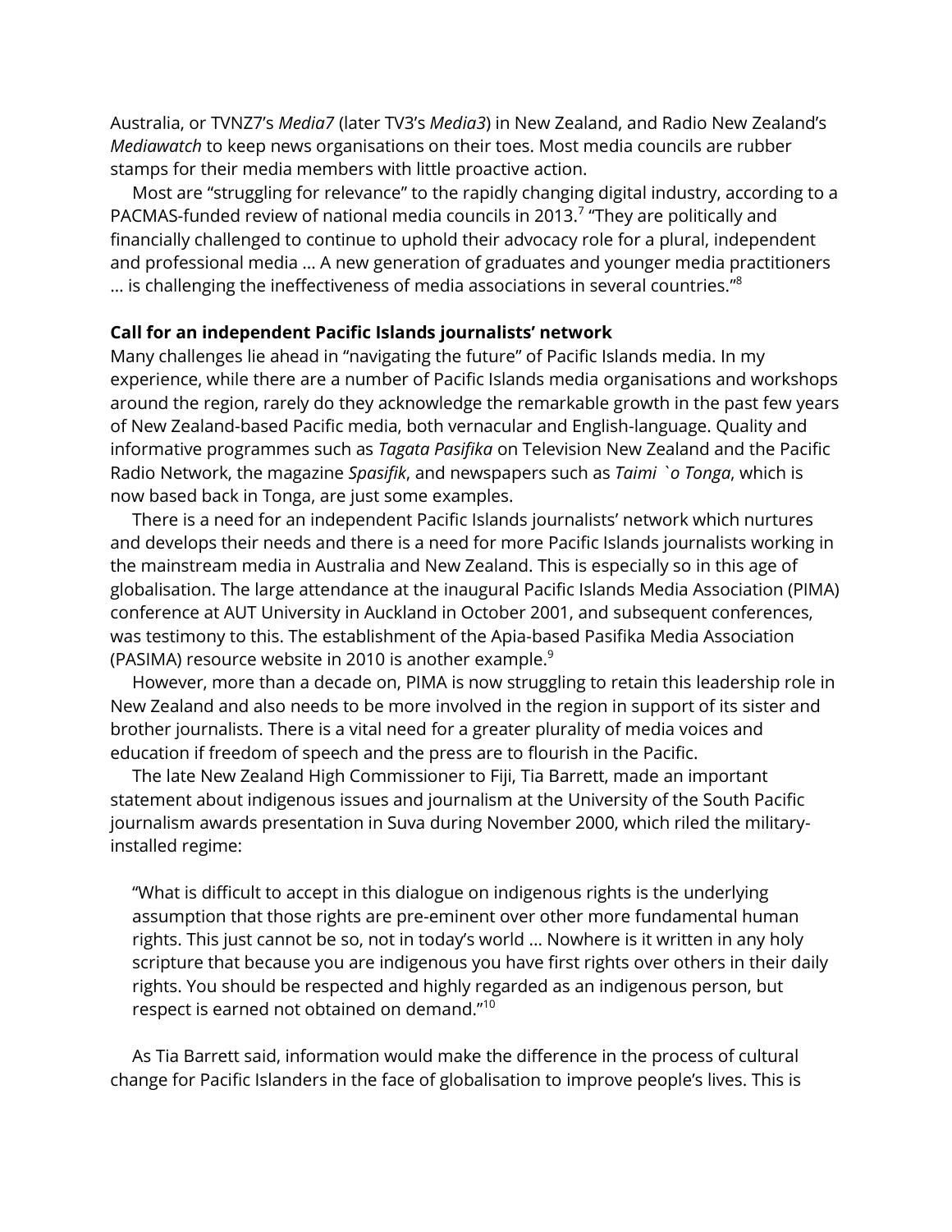Australia, or TVNZ7's *Media7* (later TV3's *Media3*) in New Zealand, and Radio New Zealand's *Mediawatch* to keep news organisations on their toes. Most media councils are rubber stamps for their media members with little proactive action.

Most are "struggling for relevance" to the rapidly changing digital industry, according to a PACMAS-funded review of national media councils in 2013.[7] "They are politically and financially challenged to continue to uphold their advocacy role for a plural, independent and professional media … A new generation of graduates and younger media practitioners … is challenging the ineffectiveness of media associations in several countries."[8]

**Call for an independent Pacific Islands journalists' network**

Many challenges lie ahead in "navigating the future" of Pacific Islands media. In my experience, while there are a number of Pacific Islands media organisations and workshops around the region, rarely do they acknowledge the remarkable growth in the past few years of New Zealand-based Pacific media, both vernacular and English-language. Quality and informative programmes such as *Tagata Pasifika* on Television New Zealand and the Pacific Radio Network, the magazine *Spasifik*, and newspapers such as *Taimi `o Tonga*, which is now based back in Tonga, are just some examples.

There is a need for an independent Pacific Islands journalists' network which nurtures and develops their needs and there is a need for more Pacific Islands journalists working in the mainstream media in Australia and New Zealand. This is especially so in this age of globalisation. The large attendance at the inaugural Pacific Islands Media Association (PIMA) conference at AUT University in Auckland in October 2001, and subsequent conferences, was testimony to this. The establishment of the Apia-based Pasifika Media Association (PASIMA) resource website in 2010 is another example.[9]

However, more than a decade on, PIMA is now struggling to retain this leadership role in New Zealand and also needs to be more involved in the region in support of its sister and brother journalists. There is a vital need for a greater plurality of media voices and education if freedom of speech and the press are to flourish in the Pacific.

The late New Zealand High Commissioner to Fiji, Tia Barrett, made an important statement about indigenous issues and journalism at the University of the South Pacific journalism awards presentation in Suva during November 2000, which riled the military-installed regime:

> "What is difficult to accept in this dialogue on indigenous rights is the underlying assumption that those rights are pre-eminent over other more fundamental human rights. This just cannot be so, not in today's world … Nowhere is it written in any holy scripture that because you are indigenous you have first rights over others in their daily rights. You should be respected and highly regarded as an indigenous person, but respect is earned not obtained on demand."[10]

As Tia Barrett said, information would make the difference in the process of cultural change for Pacific Islanders in the face of globalisation to improve people's lives. This is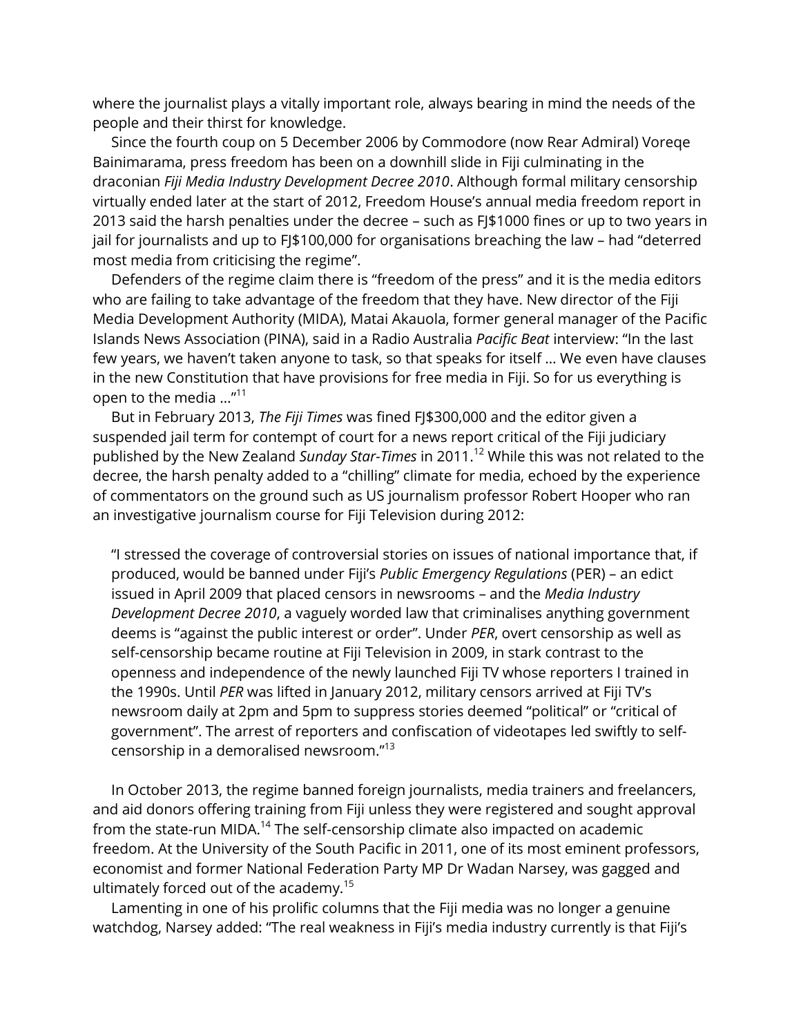where the journalist plays a vitally important role, always bearing in mind the needs of the people and their thirst for knowledge.

Since the fourth coup on 5 December 2006 by Commodore (now Rear Admiral) Voreqe Bainimarama, press freedom has been on a downhill slide in Fiji culminating in the draconian *Fiji Media Industry Development Decree 2010*. Although formal military censorship virtually ended later at the start of 2012, Freedom House's annual media freedom report in 2013 said the harsh penalties under the decree – such as FJ$1000 fines or up to two years in jail for journalists and up to FJ$100,000 for organisations breaching the law – had "deterred most media from criticising the regime".

Defenders of the regime claim there is "freedom of the press" and it is the media editors who are failing to take advantage of the freedom that they have. New director of the Fiji Media Development Authority (MIDA), Matai Akauola, former general manager of the Pacific Islands News Association (PINA), said in a Radio Australia *Pacific Beat* interview: "In the last few years, we haven't taken anyone to task, so that speaks for itself … We even have clauses in the new Constitution that have provisions for free media in Fiji. So for us everything is open to the media …"[11]

But in February 2013, *The Fiji Times* was fined FJ$300,000 and the editor given a suspended jail term for contempt of court for a news report critical of the Fiji judiciary published by the New Zealand *Sunday Star-Times* in 2011.[12] While this was not related to the decree, the harsh penalty added to a "chilling" climate for media, echoed by the experience of commentators on the ground such as US journalism professor Robert Hooper who ran an investigative journalism course for Fiji Television during 2012:

> "I stressed the coverage of controversial stories on issues of national importance that, if produced, would be banned under Fiji's *Public Emergency Regulations* (PER) – an edict issued in April 2009 that placed censors in newsrooms – and the *Media Industry Development Decree 2010*, a vaguely worded law that criminalises anything government deems is "against the public interest or order". Under *PER*, overt censorship as well as self-censorship became routine at Fiji Television in 2009, in stark contrast to the openness and independence of the newly launched Fiji TV whose reporters I trained in the 1990s. Until *PER* was lifted in January 2012, military censors arrived at Fiji TV's newsroom daily at 2pm and 5pm to suppress stories deemed "political" or "critical of government". The arrest of reporters and confiscation of videotapes led swiftly to self-censorship in a demoralised newsroom."[13]

In October 2013, the regime banned foreign journalists, media trainers and freelancers, and aid donors offering training from Fiji unless they were registered and sought approval from the state-run MIDA.[14] The self-censorship climate also impacted on academic freedom. At the University of the South Pacific in 2011, one of its most eminent professors, economist and former National Federation Party MP Dr Wadan Narsey, was gagged and ultimately forced out of the academy.[15]

Lamenting in one of his prolific columns that the Fiji media was no longer a genuine watchdog, Narsey added: "The real weakness in Fiji's media industry currently is that Fiji's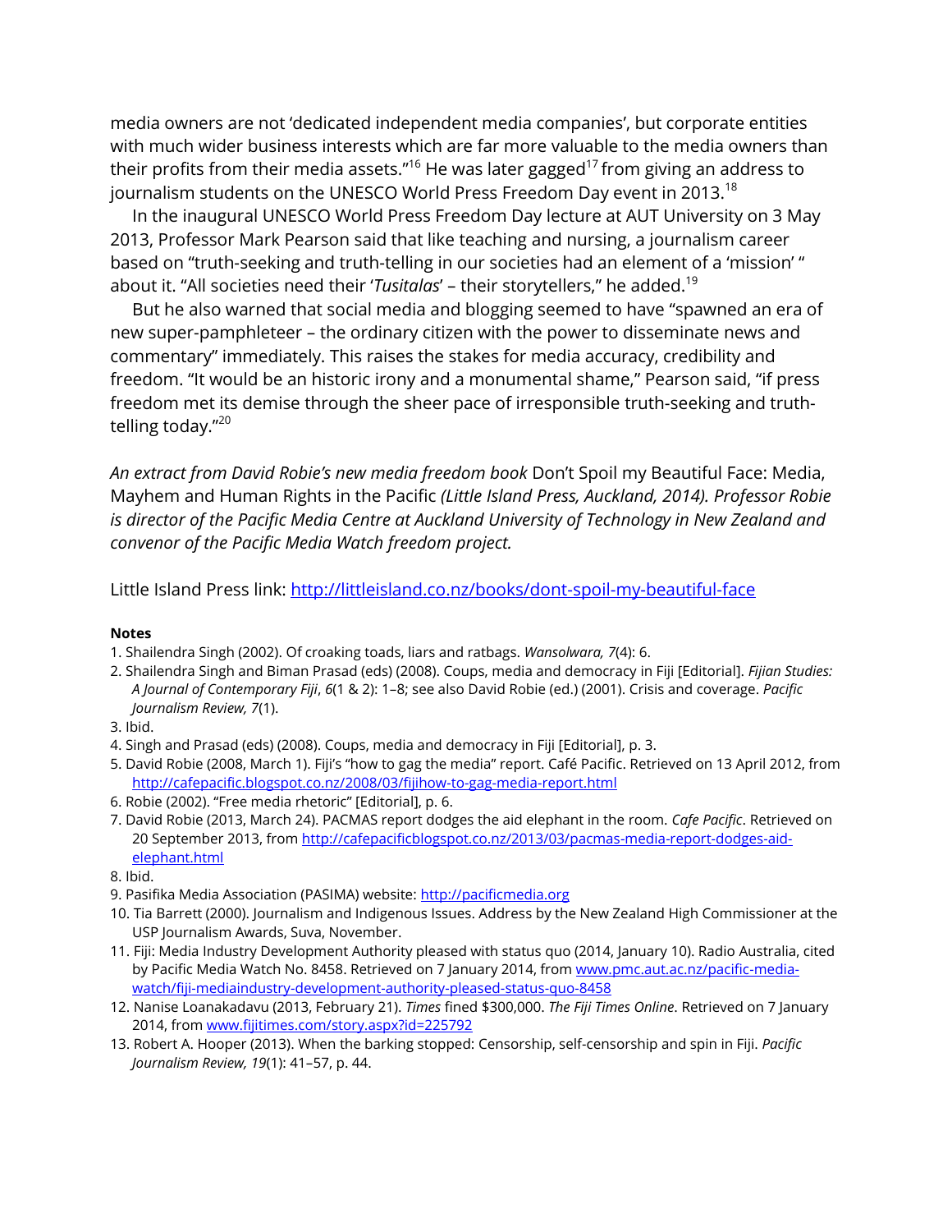media owners are not 'dedicated independent media companies', but corporate entities with much wider business interests which are far more valuable to the media owners than their profits from their media assets."[16] He was later gagged[17] from giving an address to journalism students on the UNESCO World Press Freedom Day event in 2013.[18]

In the inaugural UNESCO World Press Freedom Day lecture at AUT University on 3 May 2013, Professor Mark Pearson said that like teaching and nursing, a journalism career based on "truth-seeking and truth-telling in our societies had an element of a 'mission' " about it. "All societies need their '*Tusitalas*' – their storytellers," he added.[19]

But he also warned that social media and blogging seemed to have "spawned an era of new super-pamphleteer – the ordinary citizen with the power to disseminate news and commentary" immediately. This raises the stakes for media accuracy, credibility and freedom. "It would be an historic irony and a monumental shame," Pearson said, "if press freedom met its demise through the sheer pace of irresponsible truth-seeking and truth-telling today."[20]

*An extract from David Robie's new media freedom book* Don't Spoil my Beautiful Face: Media, Mayhem and Human Rights in the Pacific *(Little Island Press, Auckland, 2014). Professor Robie is director of the Pacific Media Centre at Auckland University of Technology in New Zealand and convenor of the Pacific Media Watch freedom project.*

Little Island Press link: http://littleisland.co.nz/books/dont-spoil-my-beautiful-face

**Notes**

1. Shailendra Singh (2002). Of croaking toads, liars and ratbags. *Wansolwara, 7*(4): 6.
2. Shailendra Singh and Biman Prasad (eds) (2008). Coups, media and democracy in Fiji [Editorial]. *Fijian Studies: A Journal of Contemporary Fiji*, *6*(1 & 2): 1–8; see also David Robie (ed.) (2001). Crisis and coverage. *Pacific Journalism Review, 7*(1).
3. Ibid.
4. Singh and Prasad (eds) (2008). Coups, media and democracy in Fiji [Editorial], p. 3.
5. David Robie (2008, March 1). Fiji's "how to gag the media" report. Café Pacific. Retrieved on 13 April 2012, from http://cafepacific.blogspot.co.nz/2008/03/fijihow-to-gag-media-report.html
6. Robie (2002). "Free media rhetoric" [Editorial], p. 6.
7. David Robie (2013, March 24). PACMAS report dodges the aid elephant in the room. *Cafe Pacific*. Retrieved on 20 September 2013, from http://cafepacificblogspot.co.nz/2013/03/pacmas-media-report-dodges-aid-elephant.html
8. Ibid.
9. Pasifika Media Association (PASIMA) website: http://pacificmedia.org
10. Tia Barrett (2000). Journalism and Indigenous Issues. Address by the New Zealand High Commissioner at the USP Journalism Awards, Suva, November.
11. Fiji: Media Industry Development Authority pleased with status quo (2014, January 10). Radio Australia, cited by Pacific Media Watch No. 8458. Retrieved on 7 January 2014, from www.pmc.aut.ac.nz/pacific-media-watch/fiji-mediaindustry-development-authority-pleased-status-quo-8458
12. Nanise Loanakadavu (2013, February 21). *Times* fined $300,000. *The Fiji Times Online*. Retrieved on 7 January 2014, from www.fijitimes.com/story.aspx?id=225792
13. Robert A. Hooper (2013). When the barking stopped: Censorship, self-censorship and spin in Fiji. *Pacific Journalism Review, 19*(1): 41–57, p. 44.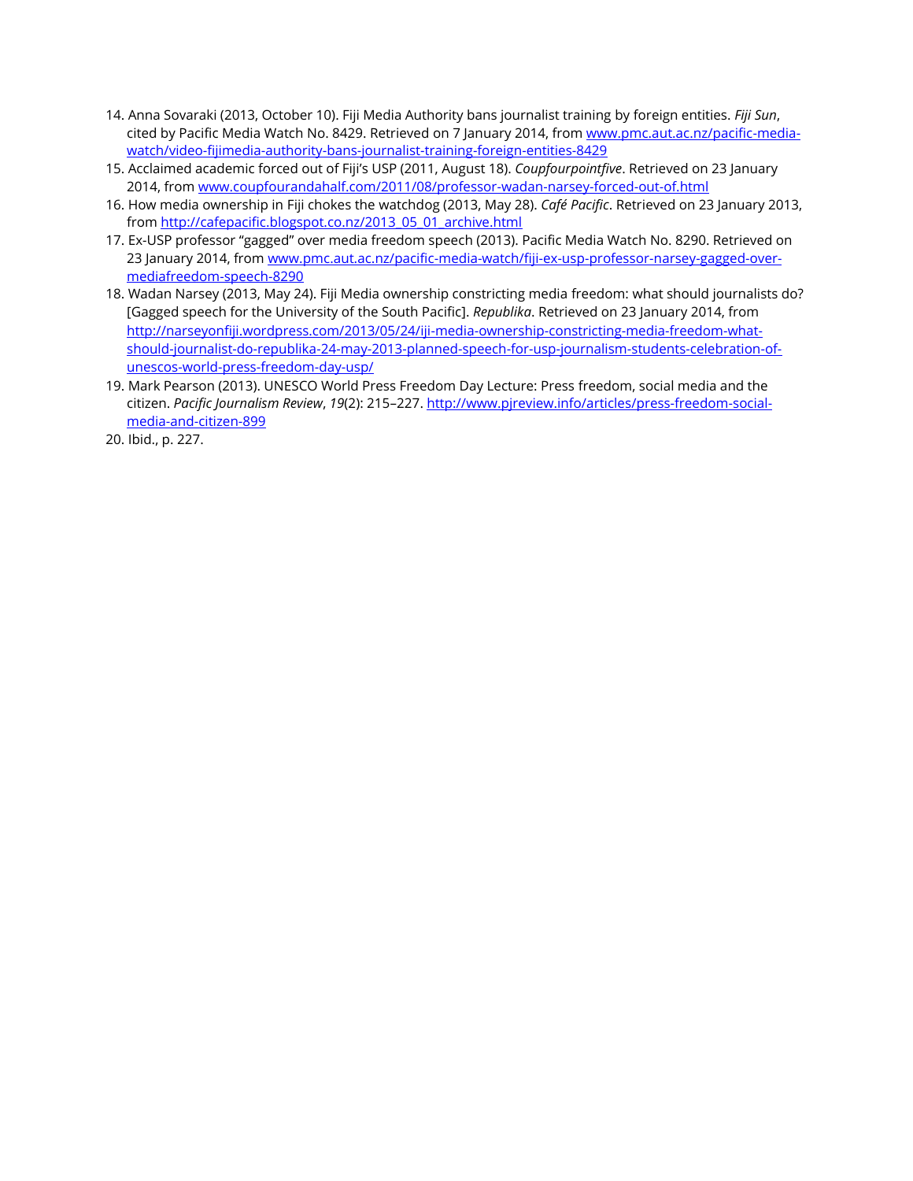14. Anna Sovaraki (2013, October 10). Fiji Media Authority bans journalist training by foreign entities. *Fiji Sun*, cited by Pacific Media Watch No. 8429. Retrieved on 7 January 2014, from [www.pmc.aut.ac.nz/pacific-media-watch/video-fijimedia-authority-bans-journalist-training-foreign-entities-8429](www.pmc.aut.ac.nz/pacific-media-watch/video-fijimedia-authority-bans-journalist-training-foreign-entities-8429)
15. Acclaimed academic forced out of Fiji's USP (2011, August 18). *Coupfourpointfive*. Retrieved on 23 January 2014, from [www.coupfourandahalf.com/2011/08/professor-wadan-narsey-forced-out-of.html](www.coupfourandahalf.com/2011/08/professor-wadan-narsey-forced-out-of.html)
16. How media ownership in Fiji chokes the watchdog (2013, May 28). *Café Pacific*. Retrieved on 23 January 2013, from [http://cafepacific.blogspot.co.nz/2013_05_01_archive.html](http://cafepacific.blogspot.co.nz/2013_05_01_archive.html)
17. Ex-USP professor "gagged" over media freedom speech (2013). Pacific Media Watch No. 8290. Retrieved on 23 January 2014, from [www.pmc.aut.ac.nz/pacific-media-watch/fiji-ex-usp-professor-narsey-gagged-over-mediafreedom-speech-8290](www.pmc.aut.ac.nz/pacific-media-watch/fiji-ex-usp-professor-narsey-gagged-over-mediafreedom-speech-8290)
18. Wadan Narsey (2013, May 24). Fiji Media ownership constricting media freedom: what should journalists do? [Gagged speech for the University of the South Pacific]. *Republika*. Retrieved on 23 January 2014, from [http://narseyonfiji.wordpress.com/2013/05/24/iji-media-ownership-constricting-media-freedom-what-should-journalist-do-republika-24-may-2013-planned-speech-for-usp-journalism-students-celebration-of-unescos-world-press-freedom-day-usp/](http://narseyonfiji.wordpress.com/2013/05/24/iji-media-ownership-constricting-media-freedom-what-should-journalist-do-republika-24-may-2013-planned-speech-for-usp-journalism-students-celebration-of-unescos-world-press-freedom-day-usp/)
19. Mark Pearson (2013). UNESCO World Press Freedom Day Lecture: Press freedom, social media and the citizen. *Pacific Journalism Review*, *19*(2): 215–227. [http://www.pjreview.info/articles/press-freedom-social-media-and-citizen-899](http://www.pjreview.info/articles/press-freedom-social-media-and-citizen-899)
20. Ibid., p. 227.